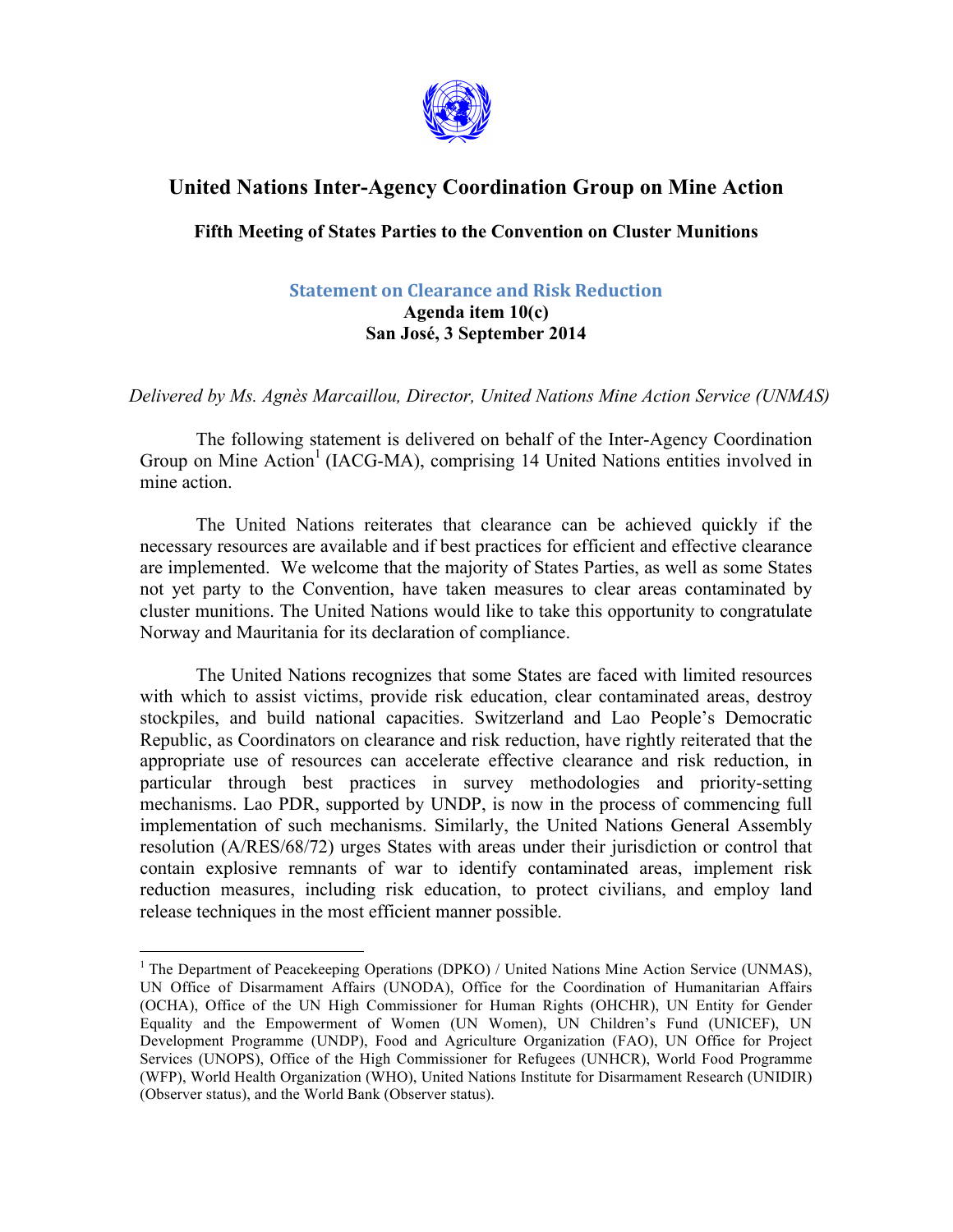# United Nations Inter-Agency Coordination Group on Mine Action

## Fifth Meeting of States Parties to the Convention on Cluster Munitions

### Statement on Clearance and Risk Reduction

**Agenda item 10(c)**
**San José, 3 September 2014**

*Delivered by Ms. Agnès Marcaillou, Director, United Nations Mine Action Service (UNMAS)*

The following statement is delivered on behalf of the Inter-Agency Coordination Group on Mine Action[1] (IACG-MA), comprising 14 United Nations entities involved in mine action.

The United Nations reiterates that clearance can be achieved quickly if the necessary resources are available and if best practices for efficient and effective clearance are implemented. We welcome that the majority of States Parties, as well as some States not yet party to the Convention, have taken measures to clear areas contaminated by cluster munitions. The United Nations would like to take this opportunity to congratulate Norway and Mauritania for its declaration of compliance.

The United Nations recognizes that some States are faced with limited resources with which to assist victims, provide risk education, clear contaminated areas, destroy stockpiles, and build national capacities. Switzerland and Lao People's Democratic Republic, as Coordinators on clearance and risk reduction, have rightly reiterated that the appropriate use of resources can accelerate effective clearance and risk reduction, in particular through best practices in survey methodologies and priority-setting mechanisms. Lao PDR, supported by UNDP, is now in the process of commencing full implementation of such mechanisms. Similarly, the United Nations General Assembly resolution (A/RES/68/72) urges States with areas under their jurisdiction or control that contain explosive remnants of war to identify contaminated areas, implement risk reduction measures, including risk education, to protect civilians, and employ land release techniques in the most efficient manner possible.

---

[1] The Department of Peacekeeping Operations (DPKO) / United Nations Mine Action Service (UNMAS), UN Office of Disarmament Affairs (UNODA), Office for the Coordination of Humanitarian Affairs (OCHA), Office of the UN High Commissioner for Human Rights (OHCHR), UN Entity for Gender Equality and the Empowerment of Women (UN Women), UN Children's Fund (UNICEF), UN Development Programme (UNDP), Food and Agriculture Organization (FAO), UN Office for Project Services (UNOPS), Office of the High Commissioner for Refugees (UNHCR), World Food Programme (WFP), World Health Organization (WHO), United Nations Institute for Disarmament Research (UNIDIR) (Observer status), and the World Bank (Observer status).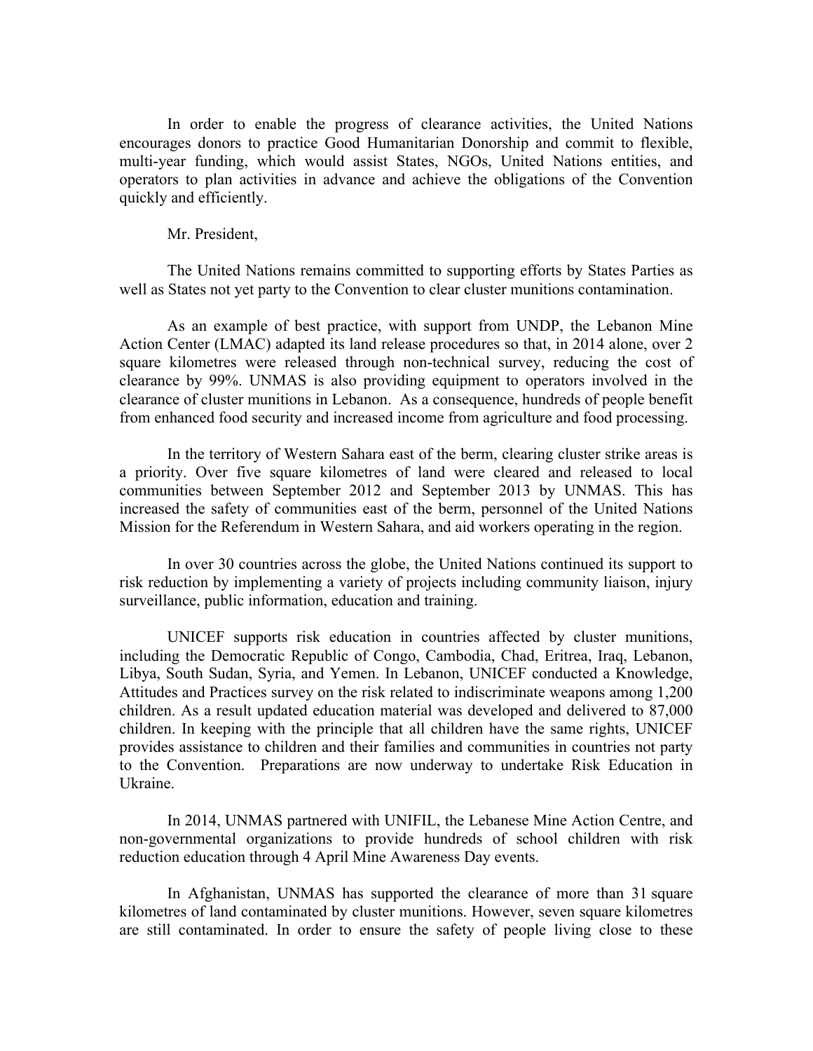In order to enable the progress of clearance activities, the United Nations encourages donors to practice Good Humanitarian Donorship and commit to flexible, multi-year funding, which would assist States, NGOs, United Nations entities, and operators to plan activities in advance and achieve the obligations of the Convention quickly and efficiently.

Mr. President,

The United Nations remains committed to supporting efforts by States Parties as well as States not yet party to the Convention to clear cluster munitions contamination.

As an example of best practice, with support from UNDP, the Lebanon Mine Action Center (LMAC) adapted its land release procedures so that, in 2014 alone, over 2 square kilometres were released through non-technical survey, reducing the cost of clearance by 99%. UNMAS is also providing equipment to operators involved in the clearance of cluster munitions in Lebanon. As a consequence, hundreds of people benefit from enhanced food security and increased income from agriculture and food processing.

In the territory of Western Sahara east of the berm, clearing cluster strike areas is a priority. Over five square kilometres of land were cleared and released to local communities between September 2012 and September 2013 by UNMAS. This has increased the safety of communities east of the berm, personnel of the United Nations Mission for the Referendum in Western Sahara, and aid workers operating in the region.

In over 30 countries across the globe, the United Nations continued its support to risk reduction by implementing a variety of projects including community liaison, injury surveillance, public information, education and training.

UNICEF supports risk education in countries affected by cluster munitions, including the Democratic Republic of Congo, Cambodia, Chad, Eritrea, Iraq, Lebanon, Libya, South Sudan, Syria, and Yemen. In Lebanon, UNICEF conducted a Knowledge, Attitudes and Practices survey on the risk related to indiscriminate weapons among 1,200 children. As a result updated education material was developed and delivered to 87,000 children. In keeping with the principle that all children have the same rights, UNICEF provides assistance to children and their families and communities in countries not party to the Convention. Preparations are now underway to undertake Risk Education in Ukraine.

In 2014, UNMAS partnered with UNIFIL, the Lebanese Mine Action Centre, and non-governmental organizations to provide hundreds of school children with risk reduction education through 4 April Mine Awareness Day events.

In Afghanistan, UNMAS has supported the clearance of more than 31 square kilometres of land contaminated by cluster munitions. However, seven square kilometres are still contaminated. In order to ensure the safety of people living close to these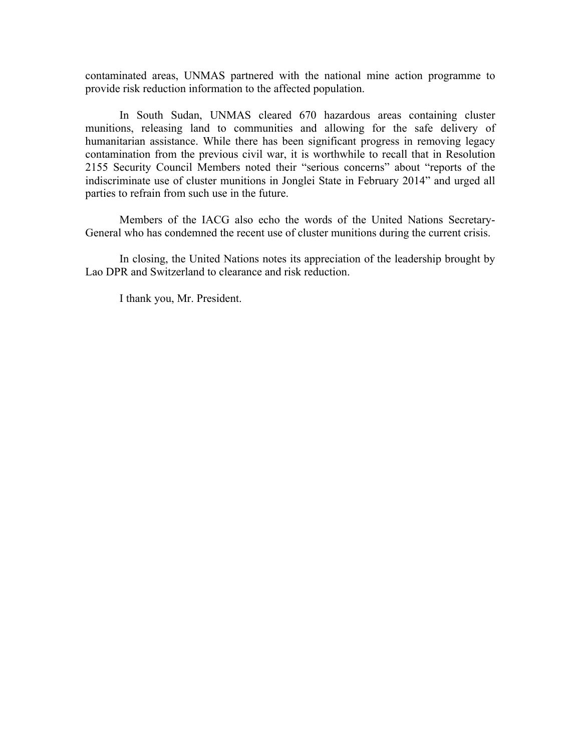contaminated areas, UNMAS partnered with the national mine action programme to provide risk reduction information to the affected population.

In South Sudan, UNMAS cleared 670 hazardous areas containing cluster munitions, releasing land to communities and allowing for the safe delivery of humanitarian assistance. While there has been significant progress in removing legacy contamination from the previous civil war, it is worthwhile to recall that in Resolution 2155 Security Council Members noted their "serious concerns" about "reports of the indiscriminate use of cluster munitions in Jonglei State in February 2014" and urged all parties to refrain from such use in the future.

Members of the IACG also echo the words of the United Nations Secretary-General who has condemned the recent use of cluster munitions during the current crisis.

In closing, the United Nations notes its appreciation of the leadership brought by Lao DPR and Switzerland to clearance and risk reduction.

I thank you, Mr. President.